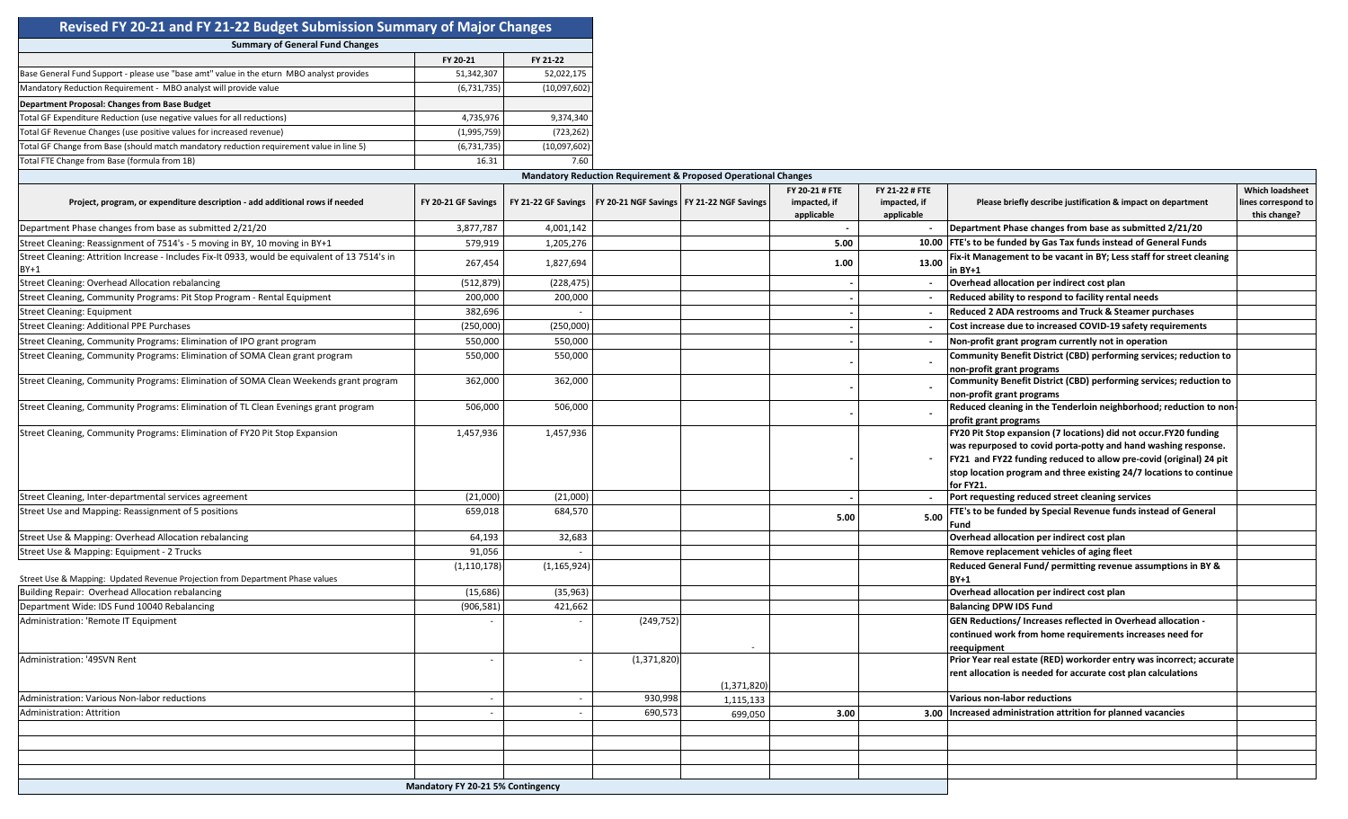# Revised FY 20-21 and FY 21-22 Budget Submission Summary of Major Changes

## Summary of General Fund Changes

| | FY 20-21 | FY 21-22 |
|---|---|---|
| Base General Fund Support - please use "base amt" value in the eturn MBO analyst provides | 51,342,307 | 52,022,175 |
| Mandatory Reduction Requirement - MBO analyst will provide value | (6,731,735) | (10,097,602) |
| **Department Proposal: Changes from Base Budget** | | |
| Total GF Expenditure Reduction (use negative values for all reductions) | 4,735,976 | 9,374,340 |
| Total GF Revenue Changes (use positive values for increased revenue) | (1,995,759) | (723,262) |
| Total GF Change from Base (should match mandatory reduction requirement value in line 5) | (6,731,735) | (10,097,602) |
| Total FTE Change from Base (formula from 1B) | 16.31 | 7.60 |

## Mandatory Reduction Requirement & Proposed Operational Changes

| Project, program, or expenditure description - add additional rows if needed | FY 20-21 GF Savings | FY 21-22 GF Savings | FY 20-21 NGF Savings | FY 21-22 NGF Savings | FY 20-21 # FTE impacted, if applicable | FY 21-22 # FTE impacted, if applicable | Please briefly describe justification & impact on department | Which loadsheet lines correspond to this change? |
|---|---|---|---|---|---|---|---|---|
| Department Phase changes from base as submitted 2/21/20 | 3,877,787 | 4,001,142 | | | - | - | Department Phase changes from base as submitted 2/21/20 | |
| Street Cleaning: Reassignment of 7514's - 5 moving in BY, 10 moving in BY+1 | 579,919 | 1,205,276 | | | 5.00 | 10.00 | FTE's to be funded by Gas Tax funds instead of General Funds | |
| Street Cleaning: Attrition Increase - Includes Fix-It 0933, would be equivalent of 13 7514's in BY+1 | 267,454 | 1,827,694 | | | 1.00 | 13.00 | Fix-it Management to be vacant in BY; Less staff for street cleaning in BY+1 | |
| Street Cleaning: Overhead Allocation rebalancing | (512,879) | (228,475) | | | - | - | Overhead allocation per indirect cost plan | |
| Street Cleaning, Community Programs: Pit Stop Program - Rental Equipment | 200,000 | 200,000 | | | - | - | Reduced ability to respond to facility rental needs | |
| Street Cleaning: Equipment | 382,696 | - | | | - | - | Reduced 2 ADA restrooms and Truck & Steamer purchases | |
| Street Cleaning: Additional PPE Purchases | (250,000) | (250,000) | | | - | - | Cost increase due to increased COVID-19 safety requirements | |
| Street Cleaning, Community Programs: Elimination of IPO grant program | 550,000 | 550,000 | | | - | - | Non-profit grant program currently not in operation | |
| Street Cleaning, Community Programs: Elimination of SOMA Clean grant program | 550,000 | 550,000 | | | - | - | Community Benefit District (CBD) performing services; reduction to non-profit grant programs | |
| Street Cleaning, Community Programs: Elimination of SOMA Clean Weekends grant program | 362,000 | 362,000 | | | - | - | Community Benefit District (CBD) performing services; reduction to non-profit grant programs | |
| Street Cleaning, Community Programs: Elimination of TL Clean Evenings grant program | 506,000 | 506,000 | | | - | - | Reduced cleaning in the Tenderloin neighborhood; reduction to non-profit grant programs | |
| Street Cleaning, Community Programs: Elimination of FY20 Pit Stop Expansion | 1,457,936 | 1,457,936 | | | - | - | FY20 Pit Stop expansion (7 locations) did not occur.FY20 funding was repurposed to covid porta-potty and hand washing response. FY21 and FY22 funding reduced to allow pre-covid (original) 24 pit stop location program and three existing 24/7 locations to continue for FY21. | |
| Street Cleaning, Inter-departmental services agreement | (21,000) | (21,000) | | | - | - | Port requesting reduced street cleaning services | |
| Street Use and Mapping: Reassignment of 5 positions | 659,018 | 684,570 | | | 5.00 | 5.00 | FTE's to be funded by Special Revenue funds instead of General Fund | |
| Street Use & Mapping: Overhead Allocation rebalancing | 64,193 | 32,683 | | | | | Overhead allocation per indirect cost plan | |
| Street Use & Mapping: Equipment - 2 Trucks | 91,056 | - | | | | | Remove replacement vehicles of aging fleet | |
| Street Use & Mapping: Updated Revenue Projection from Department Phase values | (1,110,178) | (1,165,924) | | | | | Reduced General Fund/ permitting revenue assumptions in BY & BY+1 | |
| Building Repair: Overhead Allocation rebalancing | (15,686) | (35,963) | | | | | Overhead allocation per indirect cost plan | |
| Department Wide: IDS Fund 10040 Rebalancing | (906,581) | 421,662 | | | | | Balancing DPW IDS Fund | |
| Administration: 'Remote IT Equipment | - | - | (249,752) | - | | | GEN Reductions/ Increases reflected in Overhead allocation - continued work from home requirements increases need for reequipment | |
| Administration: '49SVN Rent | - | - | (1,371,820) | (1,371,820) | | | Prior Year real estate (RED) workorder entry was incorrect; accurate rent allocation is needed for accurate cost plan calculations | |
| Administration: Various Non-labor reductions | - | - | 930,998 | 1,115,133 | | | Various non-labor reductions | |
| Administration: Attrition | - | - | 690,573 | 699,050 | 3.00 | 3.00 | Increased administration attrition for planned vacancies | |
| | | | | | | | | |
| | | | | | | | | |
| | | | | | | | | |
| | | | | | | | | |

**Mandatory FY 20-21 5% Contingency**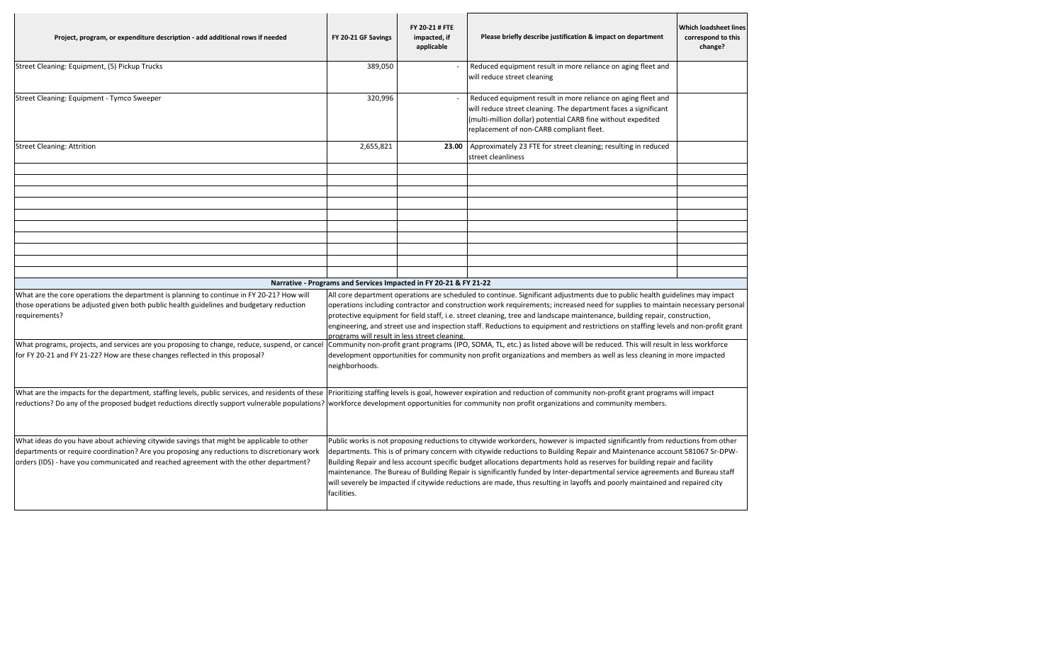| Project, program, or expenditure description - add additional rows if needed | FY 20-21 GF Savings | FY 20-21 # FTE impacted, if applicable | Please briefly describe justification & impact on department | Which loadsheet lines correspond to this change? |
|---|---|---|---|---|
| Street Cleaning: Equipment, (5) Pickup Trucks | 389,050 | - | Reduced equipment result in more reliance on aging fleet and will reduce street cleaning | |
| Street Cleaning: Equipment - Tymco Sweeper | 320,996 | - | Reduced equipment result in more reliance on aging fleet and will reduce street cleaning. The department faces a significant (multi-million dollar) potential CARB fine without expedited replacement of non-CARB compliant fleet. | |
| Street Cleaning: Attrition | 2,655,821 | **23.00** | Approximately 23 FTE for street cleaning; resulting in reduced street cleanliness | |
| | | | | |
| | | | | |
| | | | | |
| | | | | |
| | | | | |
| | | | | |
| | | | | |
| | | | | |
| | | | | |
| | | | | |

**Narrative - Programs and Services Impacted in FY 20-21 & FY 21-22**

| | |
|---|---|
| What are the core operations the department is planning to continue in FY 20-21? How will those operations be adjusted given both public health guidelines and budgetary reduction requirements? | All core department operations are scheduled to continue. Significant adjustments due to public health guidelines may impact operations including contractor and construction work requirements; increased need for supplies to maintain necessary personal protective equipment for field staff, i.e. street cleaning, tree and landscape maintenance, building repair, construction, engineering, and street use and inspection staff. Reductions to equipment and restrictions on staffing levels and non-profit grant programs will result in less street cleaning. |
| What programs, projects, and services are you proposing to change, reduce, suspend, or cancel for FY 20-21 and FY 21-22? How are these changes reflected in this proposal? | Community non-profit grant programs (IPO, SOMA, TL, etc.) as listed above will be reduced. This will result in less workforce development opportunities for community non profit organizations and members as well as less cleaning in more impacted neighborhoods. |
| What are the impacts for the department, staffing levels, public services, and residents of these reductions? Do any of the proposed budget reductions directly support vulnerable populations? | Prioritizing staffing levels is goal, however expiration and reduction of community non-profit grant programs will impact workforce development opportunities for community non profit organizations and community members. |
| What ideas do you have about achieving citywide savings that might be applicable to other departments or require coordination? Are you proposing any reductions to discretionary work orders (IDS) - have you communicated and reached agreement with the other department? | Public works is not proposing reductions to citywide workorders, however is impacted significantly from reductions from other departments. This is of primary concern with citywide reductions to Building Repair and Maintenance account 581067 Sr-DPW-Building Repair and less account specific budget allocations departments hold as reserves for building repair and facility maintenance. The Bureau of Building Repair is significantly funded by Inter-departmental service agreements and Bureau staff will severely be impacted if citywide reductions are made, thus resulting in layoffs and poorly maintained and repaired city facilities. |